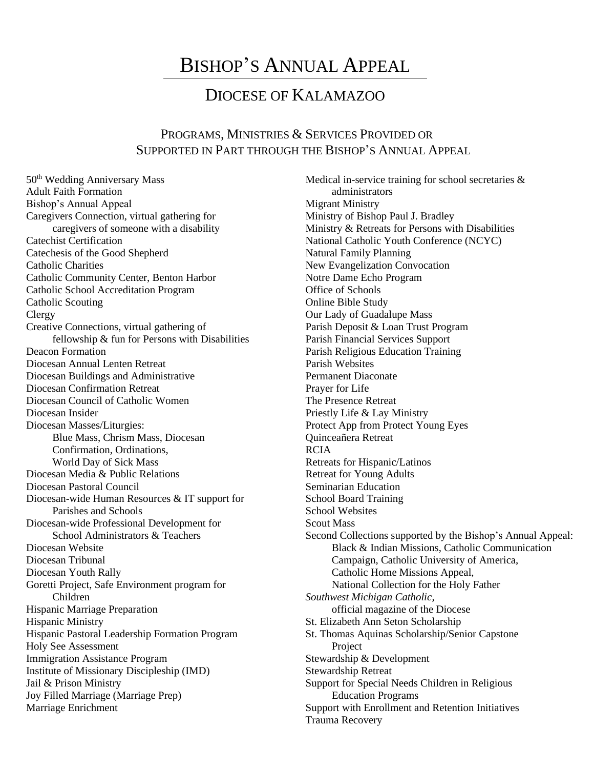# Bishop's Annual Appeal

## Diocese of Kalamazoo

### Programs, Ministries & Services Provided or Supported in Part through the Bishop's Annual Appeal

- 50th Wedding Anniversary Mass
- Adult Faith Formation
- Bishop's Annual Appeal
- Caregivers Connection, virtual gathering for caregivers of someone with a disability
- Catechist Certification
- Catechesis of the Good Shepherd
- Catholic Charities
- Catholic Community Center, Benton Harbor
- Catholic School Accreditation Program
- Catholic Scouting
- Clergy
- Creative Connections, virtual gathering of fellowship & fun for Persons with Disabilities
- Deacon Formation
- Diocesan Annual Lenten Retreat
- Diocesan Buildings and Administrative
- Diocesan Confirmation Retreat
- Diocesan Council of Catholic Women
- Diocesan Insider
- Diocesan Masses/Liturgies:
  Blue Mass, Chrism Mass, Diocesan Confirmation, Ordinations, World Day of Sick Mass
- Diocesan Media & Public Relations
- Diocesan Pastoral Council
- Diocesan-wide Human Resources & IT support for Parishes and Schools
- Diocesan-wide Professional Development for School Administrators & Teachers
- Diocesan Website
- Diocesan Tribunal
- Diocesan Youth Rally
- Goretti Project, Safe Environment program for Children
- Hispanic Marriage Preparation
- Hispanic Ministry
- Hispanic Pastoral Leadership Formation Program
- Holy See Assessment
- Immigration Assistance Program
- Institute of Missionary Discipleship (IMD)
- Jail & Prison Ministry
- Joy Filled Marriage (Marriage Prep)
- Marriage Enrichment
- Medical in-service training for school secretaries & administrators
- Migrant Ministry
- Ministry of Bishop Paul J. Bradley
- Ministry & Retreats for Persons with Disabilities
- National Catholic Youth Conference (NCYC)
- Natural Family Planning
- New Evangelization Convocation
- Notre Dame Echo Program
- Office of Schools
- Online Bible Study
- Our Lady of Guadalupe Mass
- Parish Deposit & Loan Trust Program
- Parish Financial Services Support
- Parish Religious Education Training
- Parish Websites
- Permanent Diaconate
- Prayer for Life
- The Presence Retreat
- Priestly Life & Lay Ministry
- Protect App from Protect Young Eyes
- Quinceañera Retreat
- RCIA
- Retreats for Hispanic/Latinos
- Retreat for Young Adults
- Seminarian Education
- School Board Training
- School Websites
- Scout Mass
- Second Collections supported by the Bishop's Annual Appeal:
  Black & Indian Missions, Catholic Communication Campaign, Catholic University of America, Catholic Home Missions Appeal, National Collection for the Holy Father
- *Southwest Michigan Catholic*, official magazine of the Diocese
- St. Elizabeth Ann Seton Scholarship
- St. Thomas Aquinas Scholarship/Senior Capstone Project
- Stewardship & Development
- Stewardship Retreat
- Support for Special Needs Children in Religious Education Programs
- Support with Enrollment and Retention Initiatives
- Trauma Recovery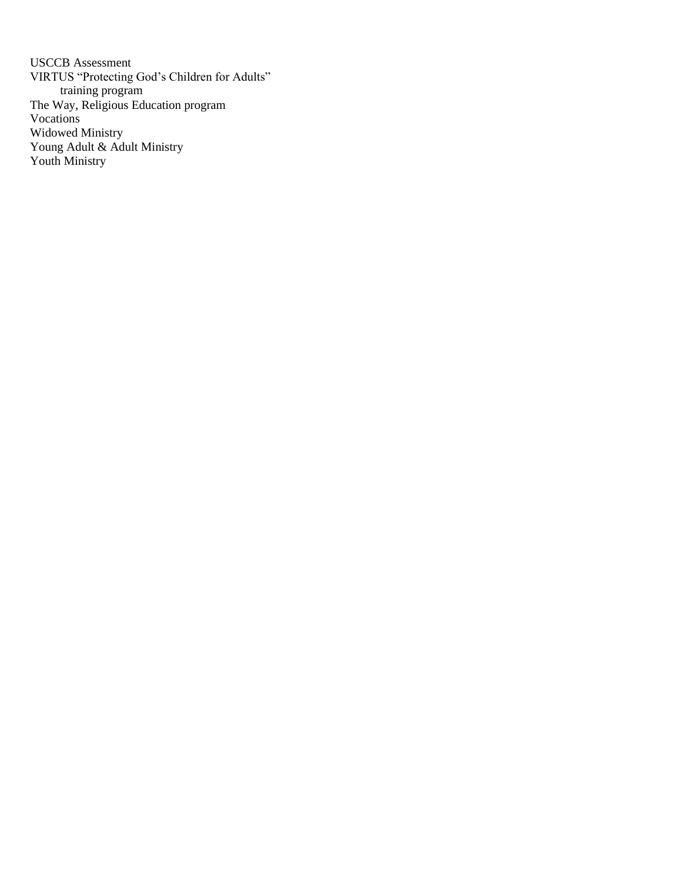USCCB Assessment
VIRTUS "Protecting God's Children for Adults"
    training program
The Way, Religious Education program
Vocations
Widowed Ministry
Young Adult & Adult Ministry
Youth Ministry